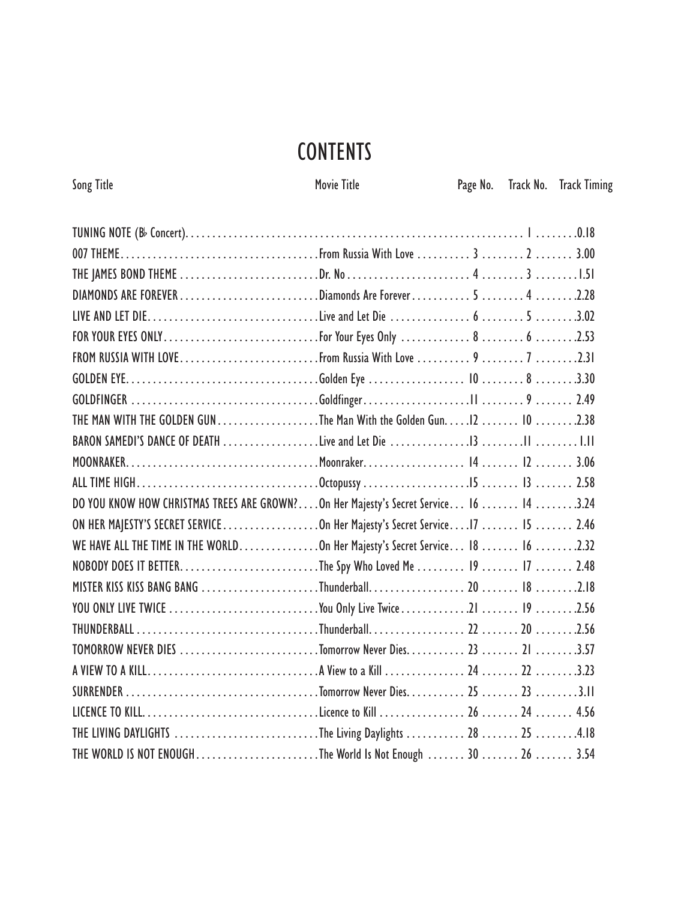# CONTENTS

| Song Title | Movie Title | Page No. | Track No. | Track Timing |
|---|---|---|---|---|
| TUNING NOTE (B♭ Concert) | | | 1 | 0.18 |
| 007 THEME | From Russia With Love | 3 | 2 | 3.00 |
| THE JAMES BOND THEME | Dr. No | 4 | 3 | 1.51 |
| DIAMONDS ARE FOREVER | Diamonds Are Forever | 5 | 4 | 2.28 |
| LIVE AND LET DIE | Live and Let Die | 6 | 5 | 3.02 |
| FOR YOUR EYES ONLY | For Your Eyes Only | 8 | 6 | 2.53 |
| FROM RUSSIA WITH LOVE | From Russia With Love | 9 | 7 | 2.31 |
| GOLDEN EYE | Golden Eye | 10 | 8 | 3.30 |
| GOLDFINGER | Goldfinger | 11 | 9 | 2.49 |
| THE MAN WITH THE GOLDEN GUN | The Man With the Golden Gun | 12 | 10 | 2.38 |
| BARON SAMEDI'S DANCE OF DEATH | Live and Let Die | 13 | 11 | 1.11 |
| MOONRAKER | Moonraker | 14 | 12 | 3.06 |
| ALL TIME HIGH | Octopussy | 15 | 13 | 2.58 |
| DO YOU KNOW HOW CHRISTMAS TREES ARE GROWN? | On Her Majesty's Secret Service | 16 | 14 | 3.24 |
| ON HER MAJESTY'S SECRET SERVICE | On Her Majesty's Secret Service | 17 | 15 | 2.46 |
| WE HAVE ALL THE TIME IN THE WORLD | On Her Majesty's Secret Service | 18 | 16 | 2.32 |
| NOBODY DOES IT BETTER | The Spy Who Loved Me | 19 | 17 | 2.48 |
| MISTER KISS KISS BANG BANG | Thunderball | 20 | 18 | 2.18 |
| YOU ONLY LIVE TWICE | You Only Live Twice | 21 | 19 | 2.56 |
| THUNDERBALL | Thunderball | 22 | 20 | 2.56 |
| TOMORROW NEVER DIES | Tomorrow Never Dies | 23 | 21 | 3.57 |
| A VIEW TO A KILL | A View to a Kill | 24 | 22 | 3.23 |
| SURRENDER | Tomorrow Never Dies | 25 | 23 | 3.11 |
| LICENCE TO KILL | Licence to Kill | 26 | 24 | 4.56 |
| THE LIVING DAYLIGHTS | The Living Daylights | 28 | 25 | 4.18 |
| THE WORLD IS NOT ENOUGH | The World Is Not Enough | 30 | 26 | 3.54 |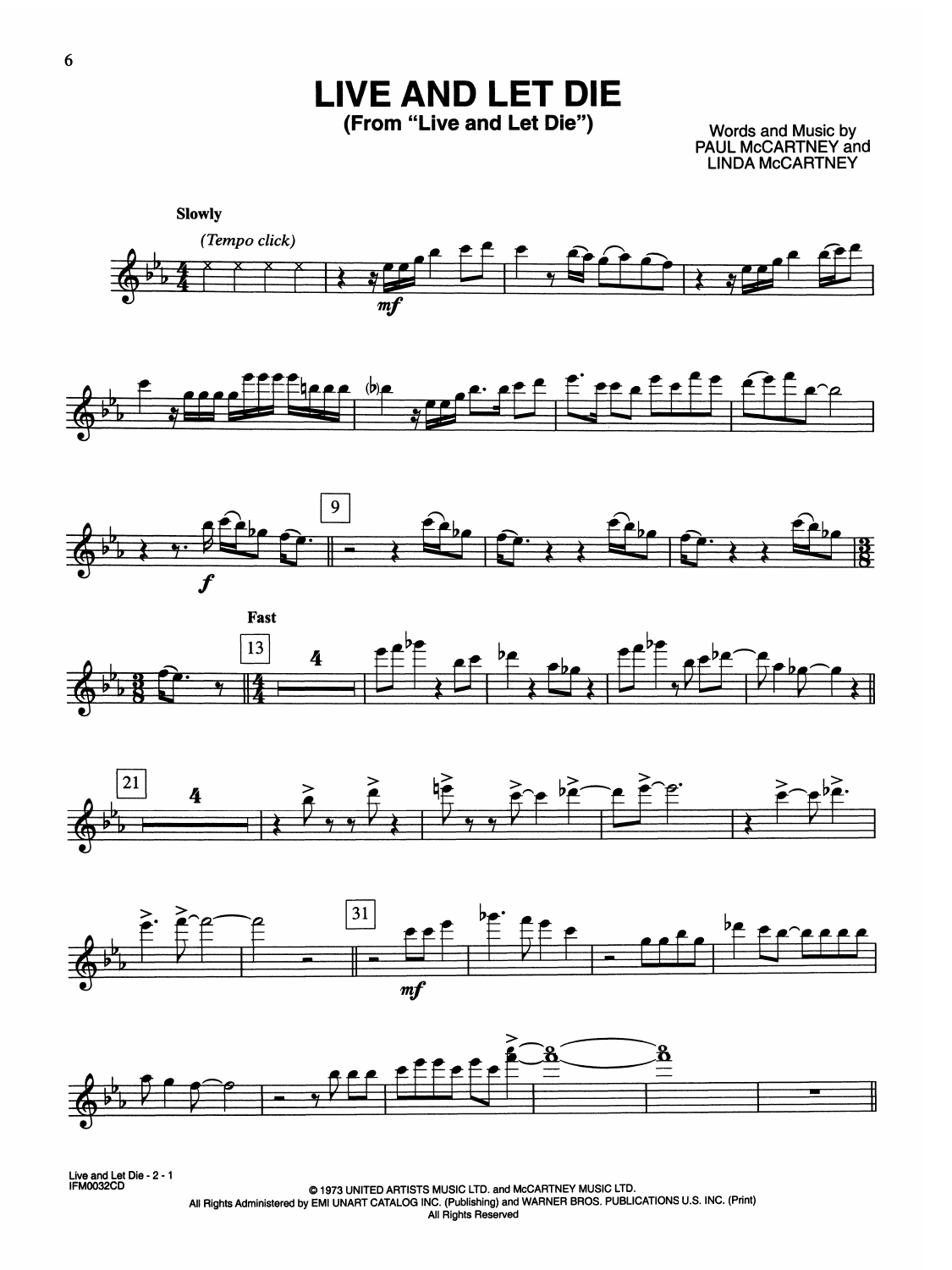# LIVE AND LET DIE

## (From "Live and Let Die")

Words and Music by
PAUL McCARTNEY and
LINDA McCARTNEY

Slowly

*(Tempo click)*

*mf*

*f*

9

Fast

13

4

21

4

31

*mf*

© 1973 UNITED ARTISTS MUSIC LTD. and McCARTNEY MUSIC LTD.
All Rights Administered by EMI UNART CATALOG INC. (Publishing) and WARNER BROS. PUBLICATIONS U.S. INC. (Print)
All Rights Reserved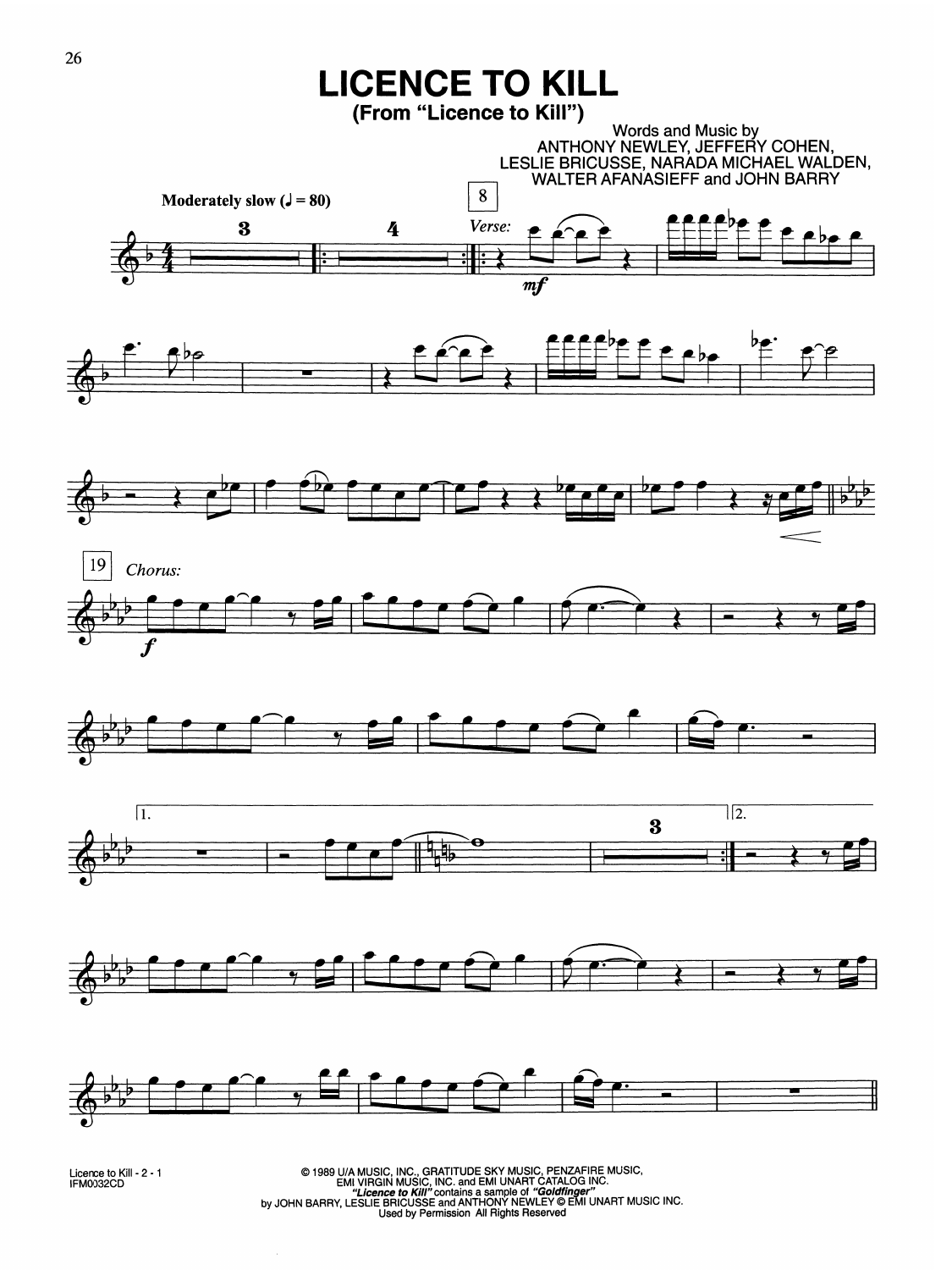# LICENCE TO KILL

## (From "Licence to Kill")

Words and Music by
ANTHONY NEWLEY, JEFFERY COHEN,
LESLIE BRICUSSE, NARADA MICHAEL WALDEN,
WALTER AFANASIEFF and JOHN BARRY

Moderately slow (♩ = 80)

8 *Verse:*

*mf*

19 *Chorus:*

*f*

1.

2.

Licence to Kill - 2 - 1
IFM0032CD

© 1989 U/A MUSIC, INC., GRATITUDE SKY MUSIC, PENZAFIRE MUSIC,
EMI VIRGIN MUSIC, INC. and EMI UNART CATALOG INC.
*"Licence to Kill"* contains a sample of *"Goldfinger"*
by JOHN BARRY, LESLIE BRICUSSE and ANTHONY NEWLEY © EMI UNART MUSIC INC.
Used by Permission All Rights Reserved